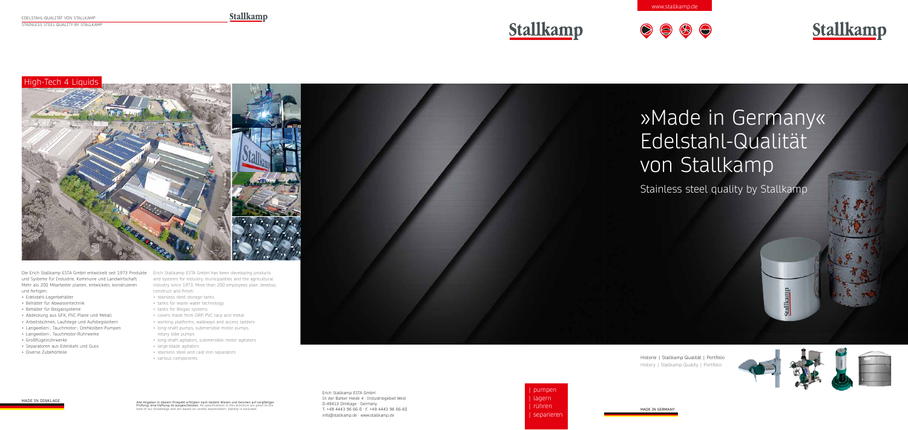# »Made in Germany« Edelstahl-Qualität von Stallkamp

Stainless steel quality by Stallkamp

Historie | Stallkamp Qualität | Portfolio
History | Stallkamp Quality | Portfolio

MADE IN GERMANY

www.stallkamp.de

## High-Tech 4 Liquids

Die Erich Stallkamp ESTA GmbH entwickelt seit 1973 Produkte und Systeme für Industrie, Kommune und Landwirtschaft. Mehr als 200 Mitarbeiter planen, entwickeln, konstruieren und fertigen:

- Edelstahl-Lagerbehälter
- Behälter für Abwassertechnik
- Behälter für Biogassysteme
- Abdeckung aus GFK, PVC-Plane und Metall
- Arbeitsbühnen, Laufstege und Aufstiegsleitern
- Langwellen-, Tauchmotor-, Drehkolben-Pumpen
- Langwellen-, Tauchmotor-Rührwerke
- Großflügelrührwerke
- Separatoren aus Edelstahl und Guss
- Diverse Zubehörteile

Erich Stallkamp ESTA GmbH has been developing products and systems for industry, municipalities and the agricultural industry since 1973. More than 200 employees plan, develop, construct and finish:

- stainless steel storage tanks
- tanks for waste water technology
- tanks for Biogas systems
- covers made from GRP, PVC tarp and metal
- working platforms, walkways and access ladders
- long-shaft pumps, submersible motor pumps, rotary lobe pumps
- long-shaft agitators, submersible motor agitators
- large-blade agitators
- stainless steel and cast iron separators
- various components

MADE IN DINKLAGE

Alle Angaben in diesem Prospekt erfolgten nach bestem Wissen und beruhen auf sorgfältiger Prüfung; eine Haftung ist ausgeschlossen. All specifications in this brochure are given to the best of our knowledge and are based on careful examination. liability is excluded.

Erich Stallkamp ESTA GmbH
In der Bahler Heide 4 · Industriegebiet West
D-49413 Dinklage · Germany
T. +49 4443 96 66-0 · F. +49 4443 96 66-60
info@stallkamp.de · www.stallkamp.de

| pumpen
| lagern
| rühren
| separieren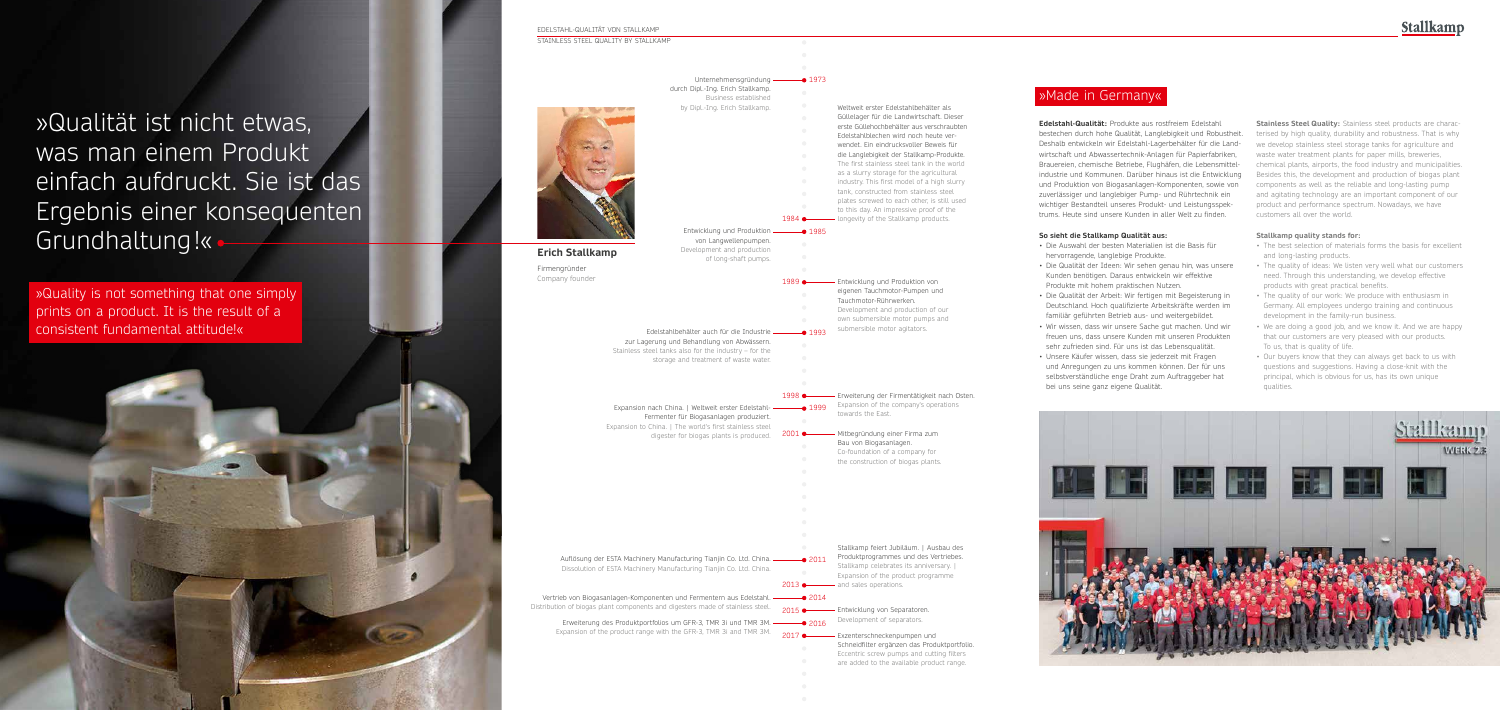»Qualität ist nicht etwas, was man einem Produkt einfach aufdruckt. Sie ist das Ergebnis einer konsequenten Grundhaltung!«

»Quality is not something that one simply prints on a product. It is the result of a consistent fundamental attitude!«

EDELSTAHL-QUALITÄT VON STALLKAMP
STAINLESS STEEL QUALITY BY STALLKAMP

**Erich Stallkamp**
Firmengründer
Company founder

1973 – Unternehmensgründung durch Dipl.-Ing. Erich Stallkamp.
Business established by Dipl.-Ing. Erich Stallkamp.

1984 – Weltweit erster Edelstahlbehälter als Güllelager für die Landwirtschaft. Dieser erste Güllehochbehälter aus verschraubten Edelstahlblechen wird noch heute verwendet. Ein eindrucksvoller Beweis für die Langlebigkeit der Stallkamp-Produkte.
The first stainless steel tank in the world as a slurry storage for the agricultural industry. This first model of a high slurry tank, constructed from stainless steel plates screwed to each other, is still used to this day. An impressive proof of the longevity of the Stallkamp products.

1985 – Entwicklung und Produktion von Langwellenpumpen.
Development and production of long-shaft pumps.

1989 – Entwicklung und Produktion von eigenen Tauchmotor-Pumpen und Tauchmotor-Rührwerken.
Development and production of our own submersible motor pumps and submersible motor agitators.

1993 – Edelstahlbehälter auch für die Industrie zur Lagerung und Behandlung von Abwässern.
Stainless steel tanks also for the industry – for the storage and treatment of waste water.

1998 – Erweiterung der Firmentätigkeit nach Osten.
Expansion of the company's operations towards the East.

1999 – Expansion nach China. | Weltweit erster Edelstahl-Fermenter für Biogasanlagen produziert.
Expansion to China. | The world's first stainless steel digester for biogas plants is produced.

2001 – Mitbegründung einer Firma zum Bau von Biogasanlagen.
Co-foundation of a company for the construction of biogas plants.

2011 – Auflösung der ESTA Machinery Manufacturing Tianjin Co. Ltd. China.
Dissolution of ESTA Machinery Manufacturing Tianjin Co. Ltd. China.

2013 – Stallkamp feiert Jubiläum. | Ausbau des Produktprogrammes und des Vertriebes.
Stallkamp celebrates its anniversary. | Expansion of the product programme and sales operations.

2014 – Vertrieb von Biogasanlagen-Komponenten und Fermentern aus Edelstahl.
Distribution of biogas plant components and digesters made of stainless steel.

2015 – Entwicklung von Separatoren.
Development of separators.

2016 – Erweiterung des Produktportfolios um GFR-3, TMR 3i und TMR 3M.
Expansion of the product range with the GFR-3, TMR 3i and TMR 3M.

2017 – Exzenterschneckenpumpen und Schneidfilter ergänzen das Produktportfolio.
Eccentric screw pumps and cutting filters are added to the available product range.

## »Made in Germany«

**Edelstahl-Qualität:** Produkte aus rostfreiem Edelstahl bestechen durch hohe Qualität, Langlebigkeit und Robustheit. Deshalb entwickeln wir Edelstahl-Lagerbehälter für die Landwirtschaft und Abwassertechnik-Anlagen für Papierfabriken, Brauereien, chemische Betriebe, Flughäfen, die Lebensmittelindustrie und Kommunen. Darüber hinaus ist die Entwicklung und Produktion von Biogasanlagen-Komponenten, sowie von zuverlässiger und langlebiger Pump- und Rührtechnik ein wichtiger Bestandteil unseres Produkt- und Leistungsspektrums. Heute sind unsere Kunden in aller Welt zu finden.

**So sieht die Stallkamp Qualität aus:**

- Die Auswahl der besten Materialien ist die Basis für hervorragende, langlebige Produkte.
- Die Qualität der Ideen: Wir sehen genau hin, was unsere Kunden benötigen. Daraus entwickeln wir effektive Produkte mit hohem praktischen Nutzen.
- Die Qualität der Arbeit: Wir fertigen mit Begeisterung in Deutschland. Hoch qualifizierte Arbeitskräfte werden im familiär geführten Betrieb aus- und weitergebildet.
- Wir wissen, dass wir unsere Sache gut machen. Und wir freuen uns, dass unsere Kunden mit unseren Produkten sehr zufrieden sind. Für uns ist das Lebensqualität.
- Unsere Käufer wissen, dass sie jederzeit mit Fragen und Anregungen zu uns kommen können. Der für uns selbstverständliche enge Draht zum Auftraggeber hat bei uns seine ganz eigene Qualität.

**Stainless Steel Quality:** Stainless steel products are characterised by high quality, durability and robustness. That is why we develop stainless steel storage tanks for agriculture and waste water treatment plants for paper mills, breweries, chemical plants, airports, the food industry and municipalities. Besides this, the development and production of biogas plant components as well as the reliable and long-lasting pump and agitating technology are an important component of our product and performance spectrum. Nowadays, we have customers all over the world.

**Stallkamp quality stands for:**

- The best selection of materials forms the basis for excellent and long-lasting products.
- The quality of ideas: We listen very well what our customers need. Through this understanding, we develop effective products with great practical benefits.
- The quality of our work: We produce with enthusiasm in Germany. All employees undergo training and continuous development in the family-run business.
- We are doing a good job, and we know it. And we are happy that our customers are very pleased with our products. To us, that is quality of life.
- Our buyers know that they can always get back to us with questions and suggestions. Having a close-knit with the principal, which is obvious for us, has its own unique qualities.